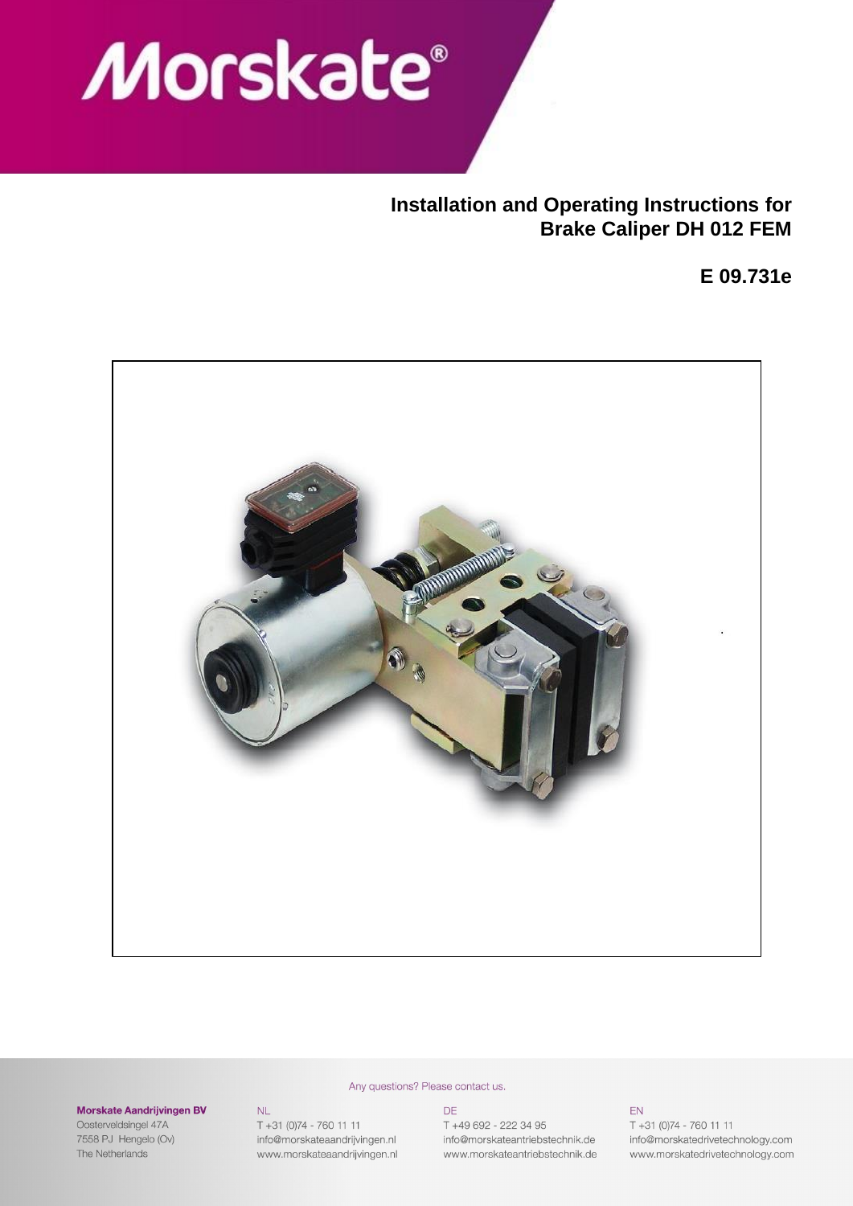# Installation and Operating Instructions for Brake Caliper DH 012 FEM

**E 09.731e**

Any questions? Please contact us.

**Morskate Aandrijvingen BV**
Oosterveldsingel 47A
7558 PJ Hengelo (Ov)
The Netherlands

NL
T +31 (0)74 - 760 11 11
info@morskateaandrijvingen.nl
www.morskateaandrijvingen.nl

DE
T +49 692 - 222 34 95
info@morskateantriebstechnik.de
www.morskateantriebstechnik.de

EN
T +31 (0)74 - 760 11 11
info@morskatedrivetechnology.com
www.morskatedrivetechnology.com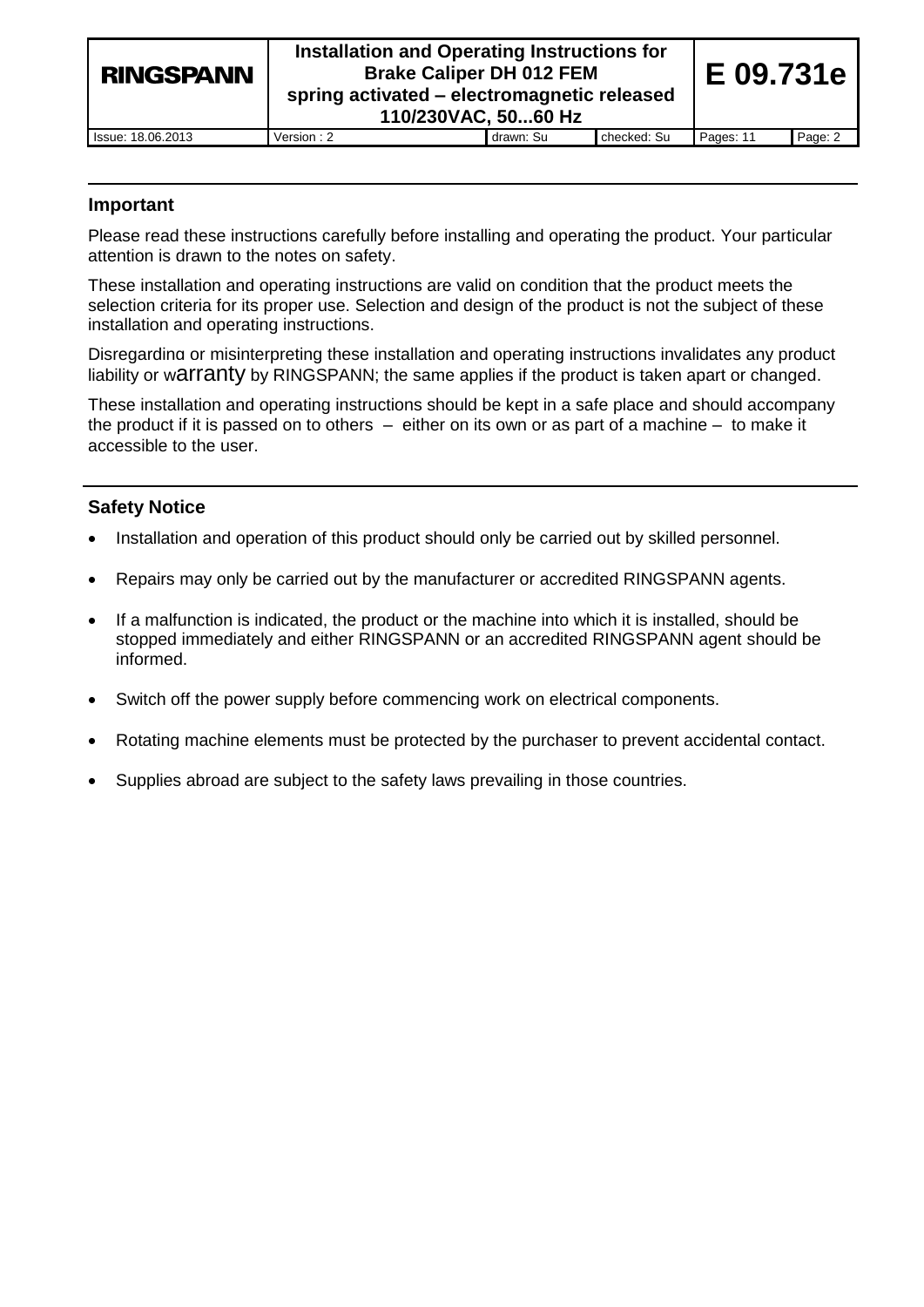## Important

Please read these instructions carefully before installing and operating the product. Your particular attention is drawn to the notes on safety.

These installation and operating instructions are valid on condition that the product meets the selection criteria for its proper use. Selection and design of the product is not the subject of these installation and operating instructions.

Disregarding or misinterpreting these installation and operating instructions invalidates any product liability or warranty by RINGSPANN; the same applies if the product is taken apart or changed.

These installation and operating instructions should be kept in a safe place and should accompany the product if it is passed on to others – either on its own or as part of a machine – to make it accessible to the user.

## Safety Notice

- Installation and operation of this product should only be carried out by skilled personnel.
- Repairs may only be carried out by the manufacturer or accredited RINGSPANN agents.
- If a malfunction is indicated, the product or the machine into which it is installed, should be stopped immediately and either RINGSPANN or an accredited RINGSPANN agent should be informed.
- Switch off the power supply before commencing work on electrical components.
- Rotating machine elements must be protected by the purchaser to prevent accidental contact.
- Supplies abroad are subject to the safety laws prevailing in those countries.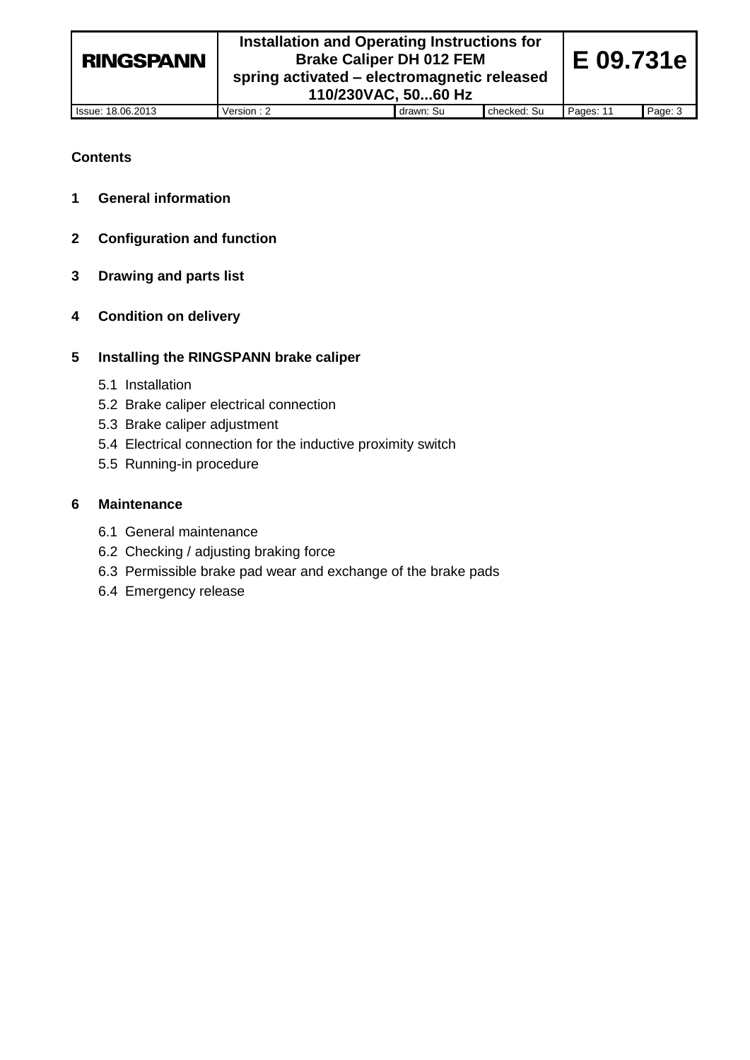**Contents**

**1 General information**

**2 Configuration and function**

**3 Drawing and parts list**

**4 Condition on delivery**

**5 Installing the RINGSPANN brake caliper**

- 5.1 Installation
- 5.2 Brake caliper electrical connection
- 5.3 Brake caliper adjustment
- 5.4 Electrical connection for the inductive proximity switch
- 5.5 Running-in procedure

**6 Maintenance**

- 6.1 General maintenance
- 6.2 Checking / adjusting braking force
- 6.3 Permissible brake pad wear and exchange of the brake pads
- 6.4 Emergency release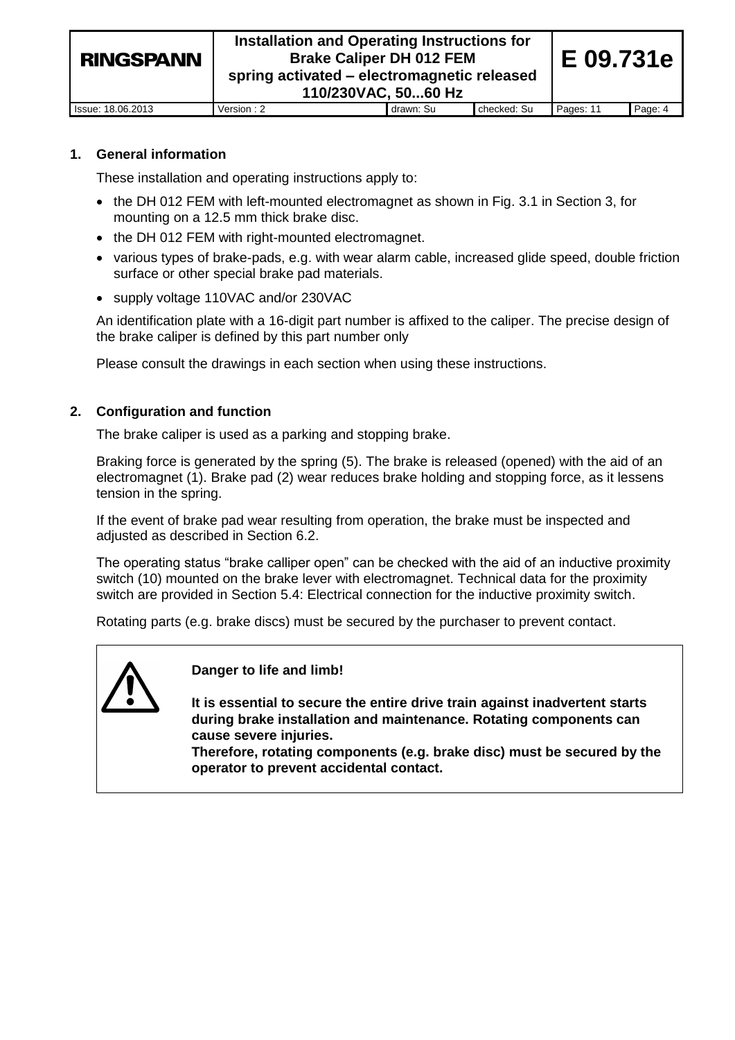## 1. General information

These installation and operating instructions apply to:

- the DH 012 FEM with left-mounted electromagnet as shown in Fig. 3.1 in Section 3, for mounting on a 12.5 mm thick brake disc.
- the DH 012 FEM with right-mounted electromagnet.
- various types of brake-pads, e.g. with wear alarm cable, increased glide speed, double friction surface or other special brake pad materials.
- supply voltage 110VAC and/or 230VAC

An identification plate with a 16-digit part number is affixed to the caliper. The precise design of the brake caliper is defined by this part number only

Please consult the drawings in each section when using these instructions.

## 2. Configuration and function

The brake caliper is used as a parking and stopping brake.

Braking force is generated by the spring (5). The brake is released (opened) with the aid of an electromagnet (1). Brake pad (2) wear reduces brake holding and stopping force, as it lessens tension in the spring.

If the event of brake pad wear resulting from operation, the brake must be inspected and adjusted as described in Section 6.2.

The operating status "brake calliper open" can be checked with the aid of an inductive proximity switch (10) mounted on the brake lever with electromagnet. Technical data for the proximity switch are provided in Section 5.4: Electrical connection for the inductive proximity switch.

Rotating parts (e.g. brake discs) must be secured by the purchaser to prevent contact.

> ⚠ **Danger to life and limb!**
>
> **It is essential to secure the entire drive train against inadvertent starts during brake installation and maintenance. Rotating components can cause severe injuries.**
> **Therefore, rotating components (e.g. brake disc) must be secured by the operator to prevent accidental contact.**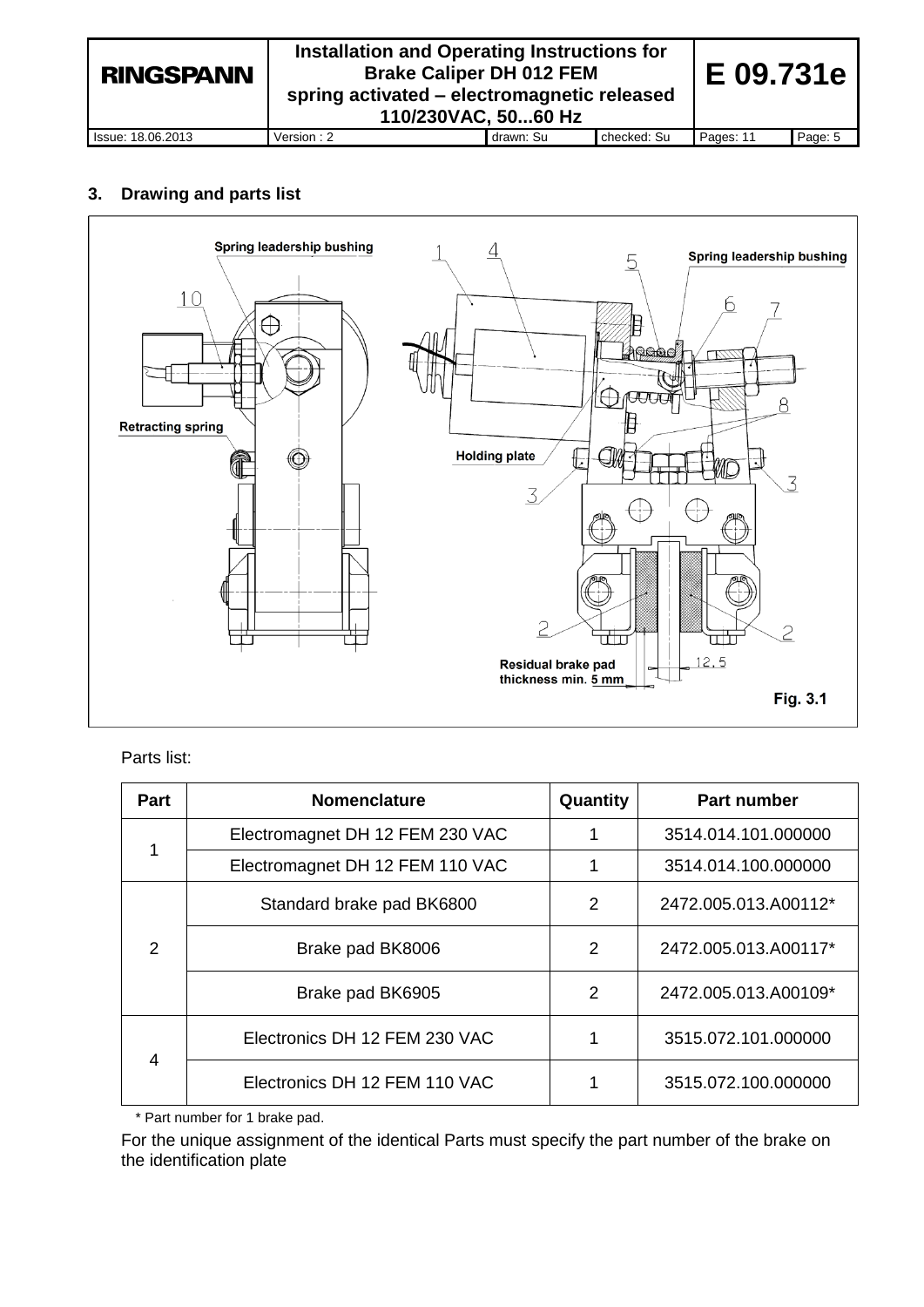## 3. Drawing and parts list

Spring leadership bushing

Retracting spring

Holding plate

Residual brake pad thickness min. 5 mm

12.5

Fig. 3.1

Parts list:

| Part | Nomenclature | Quantity | Part number |
|---|---|---|---|
| 1 | Electromagnet DH 12 FEM 230 VAC | 1 | 3514.014.101.000000 |
| | Electromagnet DH 12 FEM 110 VAC | 1 | 3514.014.100.000000 |
| 2 | Standard brake pad BK6800 | 2 | 2472.005.013.A00112* |
| | Brake pad BK8006 | 2 | 2472.005.013.A00117* |
| | Brake pad BK6905 | 2 | 2472.005.013.A00109* |
| 4 | Electronics DH 12 FEM 230 VAC | 1 | 3515.072.101.000000 |
| | Electronics DH 12 FEM 110 VAC | 1 | 3515.072.100.000000 |

\* Part number for 1 brake pad.

For the unique assignment of the identical Parts must specify the part number of the brake on the identification plate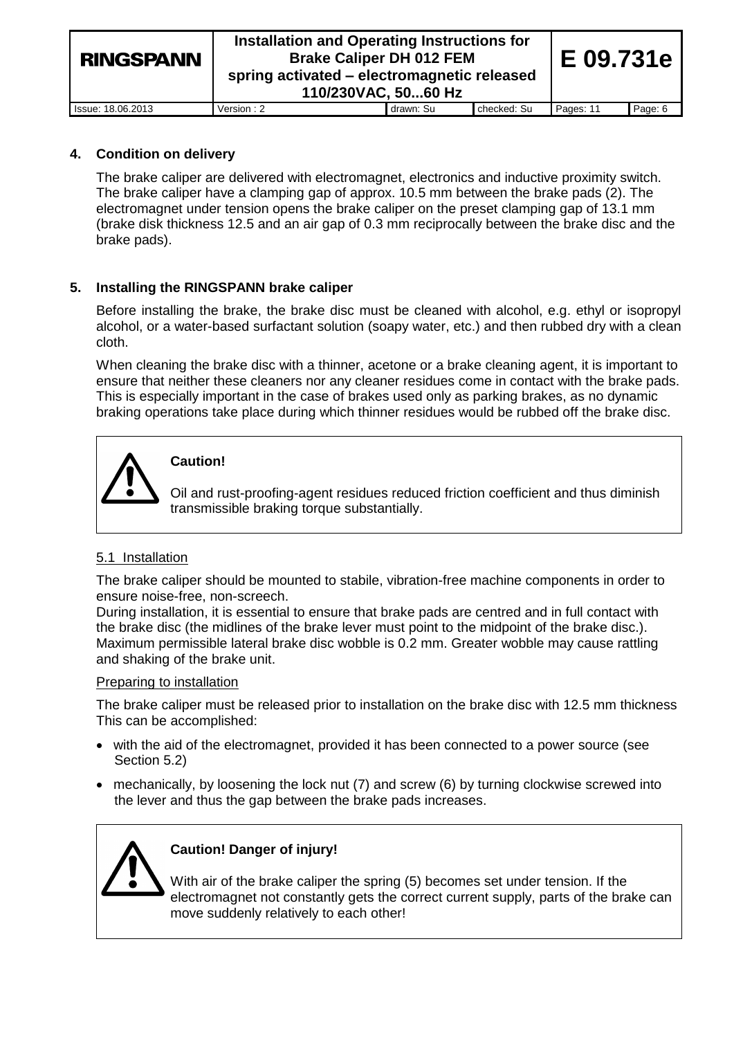## 4. Condition on delivery

The brake caliper are delivered with electromagnet, electronics and inductive proximity switch. The brake caliper have a clamping gap of approx. 10.5 mm between the brake pads (2). The electromagnet under tension opens the brake caliper on the preset clamping gap of 13.1 mm (brake disk thickness 12.5 and an air gap of 0.3 mm reciprocally between the brake disc and the brake pads).

## 5. Installing the RINGSPANN brake caliper

Before installing the brake, the brake disc must be cleaned with alcohol, e.g. ethyl or isopropyl alcohol, or a water-based surfactant solution (soapy water, etc.) and then rubbed dry with a clean cloth.

When cleaning the brake disc with a thinner, acetone or a brake cleaning agent, it is important to ensure that neither these cleaners nor any cleaner residues come in contact with the brake pads. This is especially important in the case of brakes used only as parking brakes, as no dynamic braking operations take place during which thinner residues would be rubbed off the brake disc.

> **Caution!**
>
> Oil and rust-proofing-agent residues reduced friction coefficient and thus diminish transmissible braking torque substantially.

### 5.1 Installation

The brake caliper should be mounted to stabile, vibration-free machine components in order to ensure noise-free, non-screech.
During installation, it is essential to ensure that brake pads are centred and in full contact with the brake disc (the midlines of the brake lever must point to the midpoint of the brake disc.). Maximum permissible lateral brake disc wobble is 0.2 mm. Greater wobble may cause rattling and shaking of the brake unit.

Preparing to installation

The brake caliper must be released prior to installation on the brake disc with 12.5 mm thickness This can be accomplished:

- with the aid of the electromagnet, provided it has been connected to a power source (see Section 5.2)
- mechanically, by loosening the lock nut (7) and screw (6) by turning clockwise screwed into the lever and thus the gap between the brake pads increases.

> **Caution! Danger of injury!**
>
> With air of the brake caliper the spring (5) becomes set under tension. If the electromagnet not constantly gets the correct current supply, parts of the brake can move suddenly relatively to each other!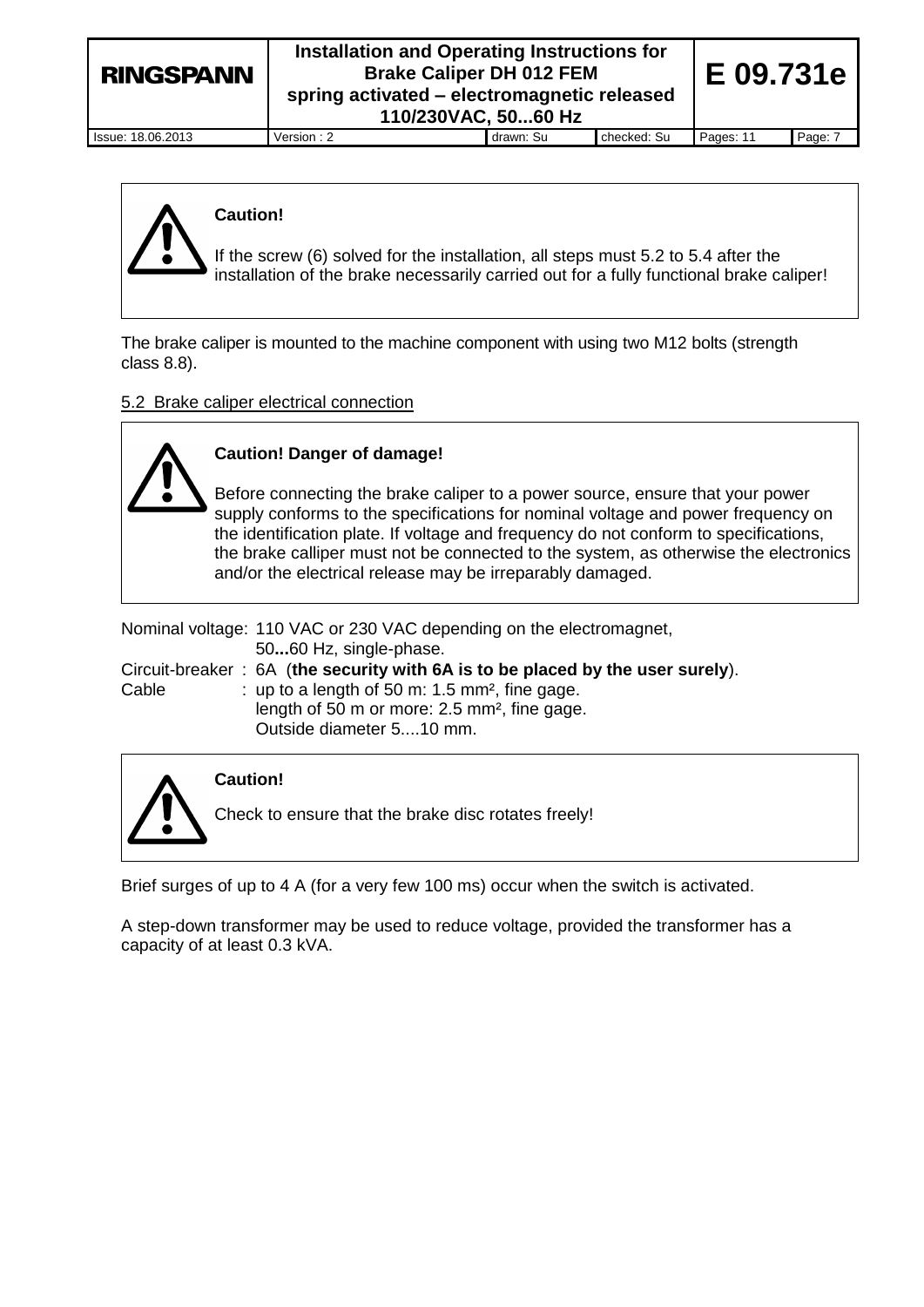> **Caution!**
>
> If the screw (6) solved for the installation, all steps must 5.2 to 5.4 after the installation of the brake necessarily carried out for a fully functional brake caliper!

The brake caliper is mounted to the machine component with using two M12 bolts (strength class 8.8).

5.2 Brake caliper electrical connection

> **Caution! Danger of damage!**
>
> Before connecting the brake caliper to a power source, ensure that your power supply conforms to the specifications for nominal voltage and power frequency on the identification plate. If voltage and frequency do not conform to specifications, the brake calliper must not be connected to the system, as otherwise the electronics and/or the electrical release may be irreparably damaged.

Nominal voltage: 110 VAC or 230 VAC depending on the electromagnet, 50**...**60 Hz, single-phase.

Circuit-breaker : 6A (**the security with 6A is to be placed by the user surely**).

Cable : up to a length of 50 m: 1.5 mm², fine gage.
length of 50 m or more: 2.5 mm², fine gage.
Outside diameter 5....10 mm.

> **Caution!**
>
> Check to ensure that the brake disc rotates freely!

Brief surges of up to 4 A (for a very few 100 ms) occur when the switch is activated.

A step-down transformer may be used to reduce voltage, provided the transformer has a capacity of at least 0.3 kVA.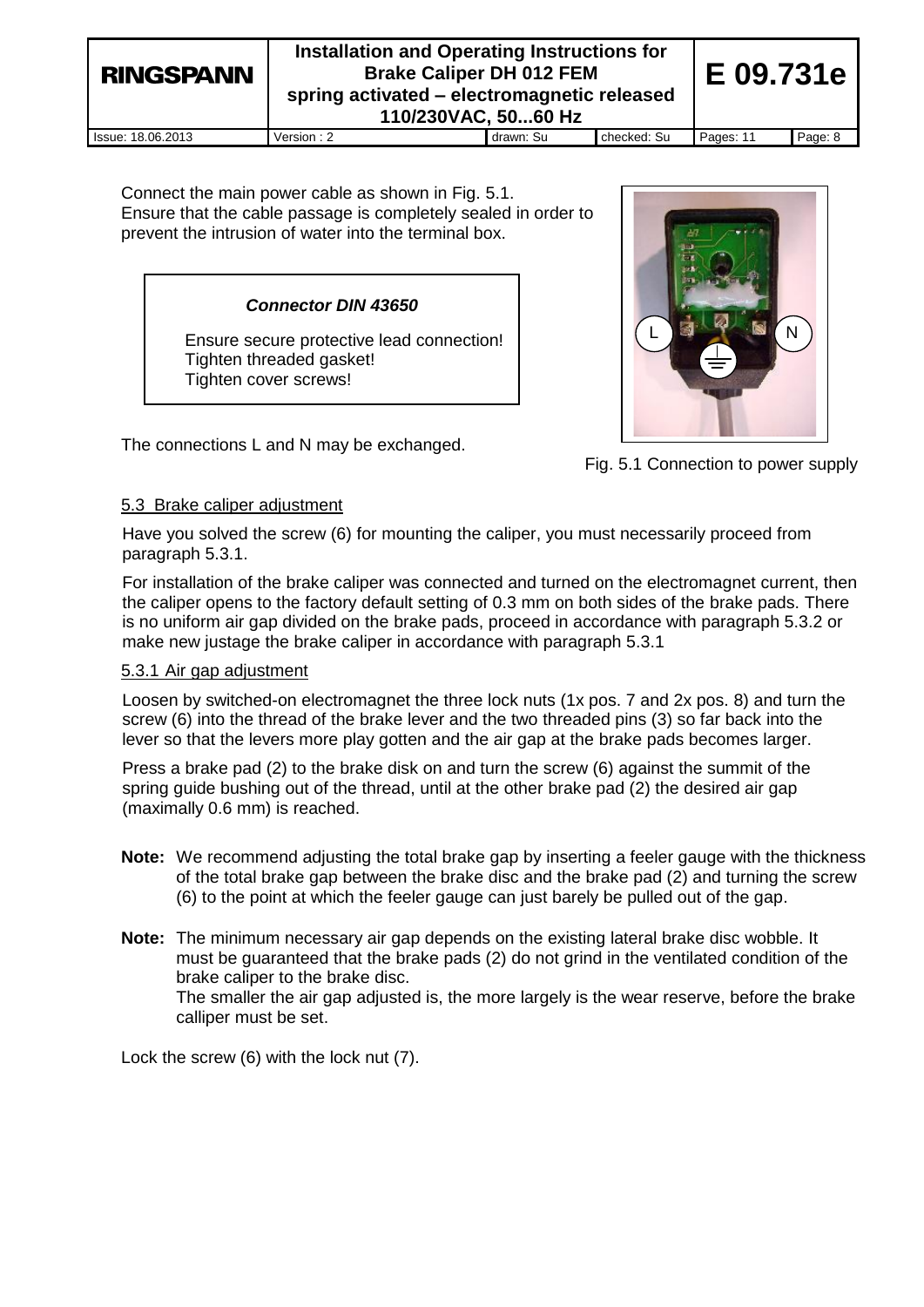Connect the main power cable as shown in Fig. 5.1.
Ensure that the cable passage is completely sealed in order to prevent the intrusion of water into the terminal box.

> ***Connector DIN 43650***
>
> Ensure secure protective lead connection!
> Tighten threaded gasket!
> Tighten cover screws!

The connections L and N may be exchanged.

Fig. 5.1 Connection to power supply

## 5.3 Brake caliper adjustment

Have you solved the screw (6) for mounting the caliper, you must necessarily proceed from paragraph 5.3.1.

For installation of the brake caliper was connected and turned on the electromagnet current, then the caliper opens to the factory default setting of 0.3 mm on both sides of the brake pads. There is no uniform air gap divided on the brake pads, proceed in accordance with paragraph 5.3.2 or make new justage the brake caliper in accordance with paragraph 5.3.1

### 5.3.1 Air gap adjustment

Loosen by switched-on electromagnet the three lock nuts (1x pos. 7 and 2x pos. 8) and turn the screw (6) into the thread of the brake lever and the two threaded pins (3) so far back into the lever so that the levers more play gotten and the air gap at the brake pads becomes larger.

Press a brake pad (2) to the brake disk on and turn the screw (6) against the summit of the spring guide bushing out of the thread, until at the other brake pad (2) the desired air gap (maximally 0.6 mm) is reached.

**Note:** We recommend adjusting the total brake gap by inserting a feeler gauge with the thickness of the total brake gap between the brake disc and the brake pad (2) and turning the screw (6) to the point at which the feeler gauge can just barely be pulled out of the gap.

**Note:** The minimum necessary air gap depends on the existing lateral brake disc wobble. It must be guaranteed that the brake pads (2) do not grind in the ventilated condition of the brake caliper to the brake disc.
The smaller the air gap adjusted is, the more largely is the wear reserve, before the brake calliper must be set.

Lock the screw (6) with the lock nut (7).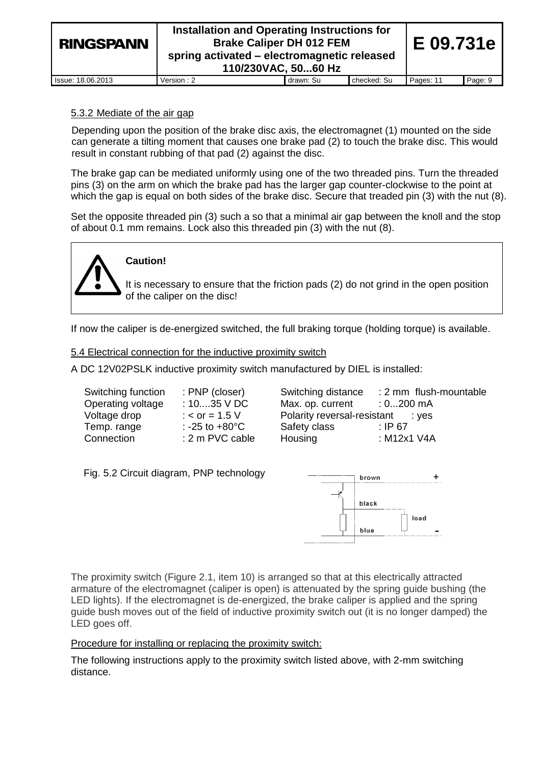### 5.3.2 Mediate of the air gap

Depending upon the position of the brake disc axis, the electromagnet (1) mounted on the side can generate a tilting moment that causes one brake pad (2) to touch the brake disc. This would result in constant rubbing of that pad (2) against the disc.

The brake gap can be mediated uniformly using one of the two threaded pins. Turn the threaded pins (3) on the arm on which the brake pad has the larger gap counter-clockwise to the point at which the gap is equal on both sides of the brake disc. Secure that treaded pin (3) with the nut (8).

Set the opposite threaded pin (3) such a so that a minimal air gap between the knoll and the stop of about 0.1 mm remains. Lock also this threaded pin (3) with the nut (8).

> **Caution!**
>
> It is necessary to ensure that the friction pads (2) do not grind in the open position of the caliper on the disc!

If now the caliper is de-energized switched, the full braking torque (holding torque) is available.

### 5.4 Electrical connection for the inductive proximity switch

A DC 12V02PSLK inductive proximity switch manufactured by DIEL is installed:

| | | | |
|---|---|---|---|
| Switching function | : PNP (closer) | Switching distance | : 2 mm flush-mountable |
| Operating voltage | : 10....35 V DC | Max. op. current | : 0...200 mA |
| Voltage drop | : < or = 1.5 V | Polarity reversal-resistant | : yes |
| Temp. range | : -25 to +80°C | Safety class | : IP 67 |
| Connection | : 2 m PVC cable | Housing | : M12x1 V4A |

Fig. 5.2 Circuit diagram, PNP technology

brown +
black
load
blue -

The proximity switch (Figure 2.1, item 10) is arranged so that at this electrically attracted armature of the electromagnet (caliper is open) is attenuated by the spring guide bushing (the LED lights). If the electromagnet is de-energized, the brake caliper is applied and the spring guide bush moves out of the field of inductive proximity switch out (it is no longer damped) the LED goes off.

Procedure for installing or replacing the proximity switch:

The following instructions apply to the proximity switch listed above, with 2-mm switching distance.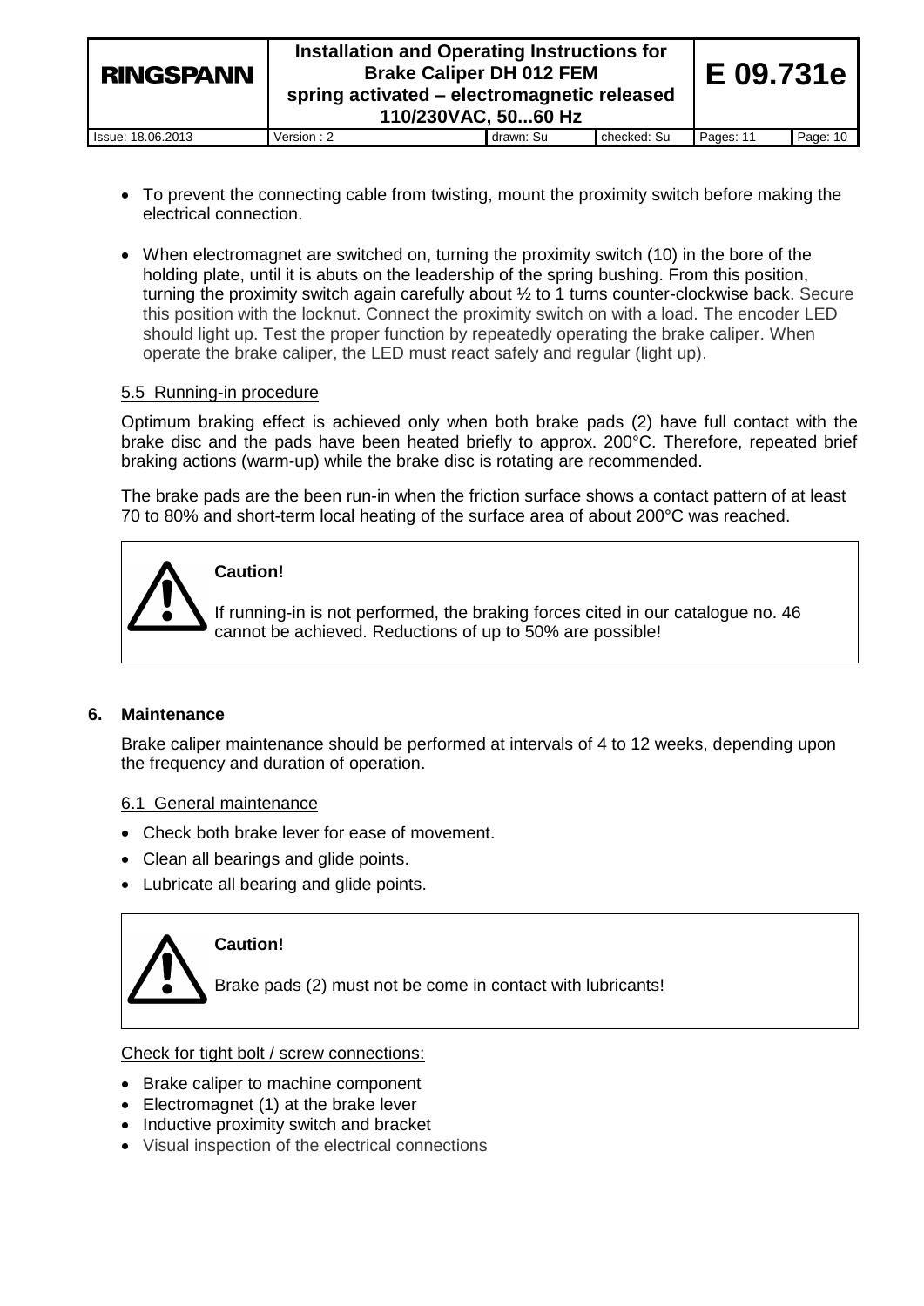- To prevent the connecting cable from twisting, mount the proximity switch before making the electrical connection.
- When electromagnet are switched on, turning the proximity switch (10) in the bore of the holding plate, until it is abuts on the leadership of the spring bushing. From this position, turning the proximity switch again carefully about ½ to 1 turns counter-clockwise back. Secure this position with the locknut. Connect the proximity switch on with a load. The encoder LED should light up. Test the proper function by repeatedly operating the brake caliper. When operate the brake caliper, the LED must react safely and regular (light up).

### 5.5 Running-in procedure

Optimum braking effect is achieved only when both brake pads (2) have full contact with the brake disc and the pads have been heated briefly to approx. 200°C. Therefore, repeated brief braking actions (warm-up) while the brake disc is rotating are recommended.

The brake pads are the been run-in when the friction surface shows a contact pattern of at least 70 to 80% and short-term local heating of the surface area of about 200°C was reached.

> **Caution!**
>
> If running-in is not performed, the braking forces cited in our catalogue no. 46 cannot be achieved. Reductions of up to 50% are possible!

## 6. Maintenance

Brake caliper maintenance should be performed at intervals of 4 to 12 weeks, depending upon the frequency and duration of operation.

### 6.1 General maintenance

- Check both brake lever for ease of movement.
- Clean all bearings and glide points.
- Lubricate all bearing and glide points.

> **Caution!**
>
> Brake pads (2) must not be come in contact with lubricants!

Check for tight bolt / screw connections:

- Brake caliper to machine component
- Electromagnet (1) at the brake lever
- Inductive proximity switch and bracket
- Visual inspection of the electrical connections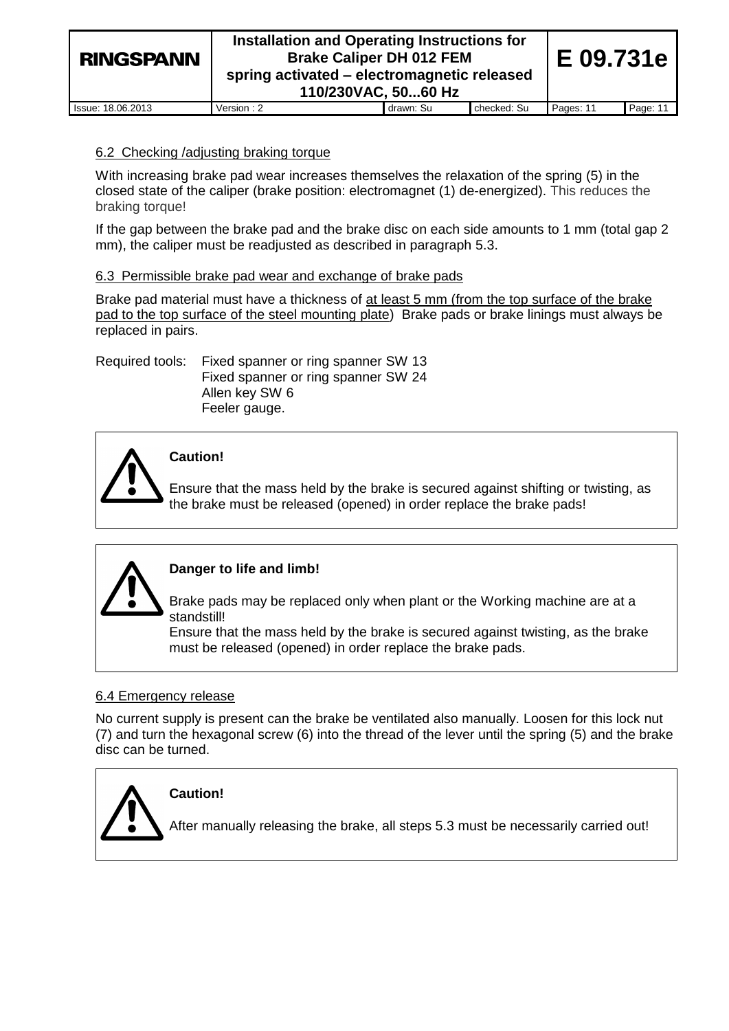## 6.2 Checking /adjusting braking torque

With increasing brake pad wear increases themselves the relaxation of the spring (5) in the closed state of the caliper (brake position: electromagnet (1) de-energized). This reduces the braking torque!

If the gap between the brake pad and the brake disc on each side amounts to 1 mm (total gap 2 mm), the caliper must be readjusted as described in paragraph 5.3.

## 6.3 Permissible brake pad wear and exchange of brake pads

Brake pad material must have a thickness of at least 5 mm (from the top surface of the brake pad to the top surface of the steel mounting plate) Brake pads or brake linings must always be replaced in pairs.

Required tools: Fixed spanner or ring spanner SW 13
Fixed spanner or ring spanner SW 24
Allen key SW 6
Feeler gauge.

**Caution!**

Ensure that the mass held by the brake is secured against shifting or twisting, as the brake must be released (opened) in order replace the brake pads!

**Danger to life and limb!**

Brake pads may be replaced only when plant or the Working machine are at a standstill!
Ensure that the mass held by the brake is secured against twisting, as the brake must be released (opened) in order replace the brake pads.

## 6.4 Emergency release

No current supply is present can the brake be ventilated also manually. Loosen for this lock nut (7) and turn the hexagonal screw (6) into the thread of the lever until the spring (5) and the brake disc can be turned.

**Caution!**

After manually releasing the brake, all steps 5.3 must be necessarily carried out!